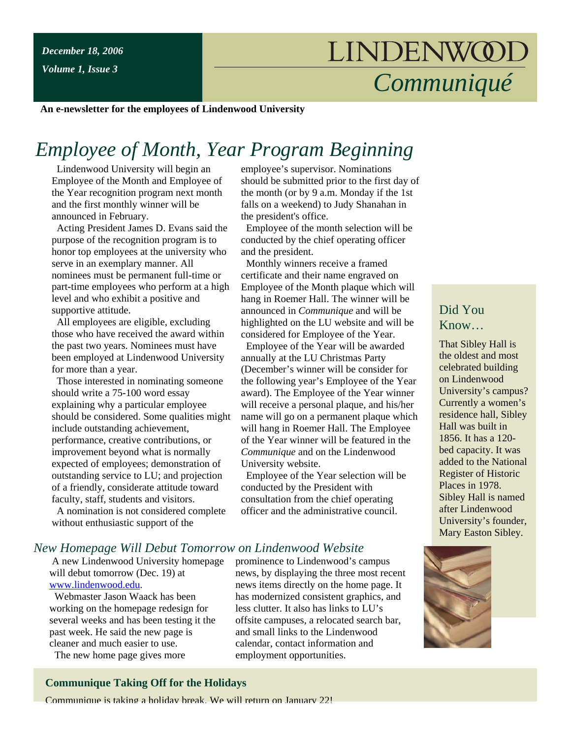*December 18, 2006*

*Volume 1, Issue 3*

# LINDENWOOD *Communiqué*

**An e-newsletter for the employees of Lindenwood University**

## *Employee of Month, Year Program Beginning*

Lindenwood University will begin an Employee of the Month and Employee of the Year recognition program next month and the first monthly winner will be announced in February.

Acting President James D. Evans said the purpose of the recognition program is to honor top employees at the university who serve in an exemplary manner. All nominees must be permanent full-time or part-time employees who perform at a high level and who exhibit a positive and supportive attitude.

All employees are eligible, excluding those who have received the award within the past two years. Nominees must have been employed at Lindenwood University for more than a year.

Those interested in nominating someone should write a 75-100 word essay explaining why a particular employee should be considered. Some qualities might include outstanding achievement, performance, creative contributions, or improvement beyond what is normally expected of employees; demonstration of outstanding service to LU; and projection of a friendly, considerate attitude toward faculty, staff, students and visitors.

A nomination is not considered complete without enthusiastic support of the employee's supervisor. Nominations should be submitted prior to the first day of the month (or by 9 a.m. Monday if the 1st falls on a weekend) to Judy Shanahan in the president's office.

Employee of the month selection will be conducted by the chief operating officer and the president.

Monthly winners receive a framed certificate and their name engraved on Employee of the Month plaque which will hang in Roemer Hall. The winner will be announced in *Communique* and will be highlighted on the LU website and will be considered for Employee of the Year.

Employee of the Year will be awarded annually at the LU Christmas Party (December's winner will be consider for the following year's Employee of the Year award). The Employee of the Year winner will receive a personal plaque, and his/her name will go on a permanent plaque which will hang in Roemer Hall. The Employee of the Year winner will be featured in the *Communique* and on the Lindenwood University website.

Employee of the Year selection will be conducted by the President with consultation from the chief operating officer and the administrative council.

### Did You Know…

That Sibley Hall is the oldest and most celebrated building on Lindenwood University's campus? Currently a women's residence hall, Sibley Hall was built in 1856. It has a 120-bed capacity. It was added to the National Register of Historic Places in 1978. Sibley Hall is named after Lindenwood University's founder, Mary Easton Sibley.

## *New Homepage Will Debut Tomorrow on Lindenwood Website*

A new Lindenwood University homepage will debut tomorrow (Dec. 19) at www.lindenwood.edu.

Webmaster Jason Waack has been working on the homepage redesign for several weeks and has been testing it the past week. He said the new page is cleaner and much easier to use.

The new home page gives more prominence to Lindenwood's campus news, by displaying the three most recent news items directly on the home page. It has modernized consistent graphics, and less clutter. It also has links to LU's offsite campuses, a relocated search bar, and small links to the Lindenwood calendar, contact information and employment opportunities.

**Communique Taking Off for the Holidays**

Communique is taking a holiday break. We will return on January 22!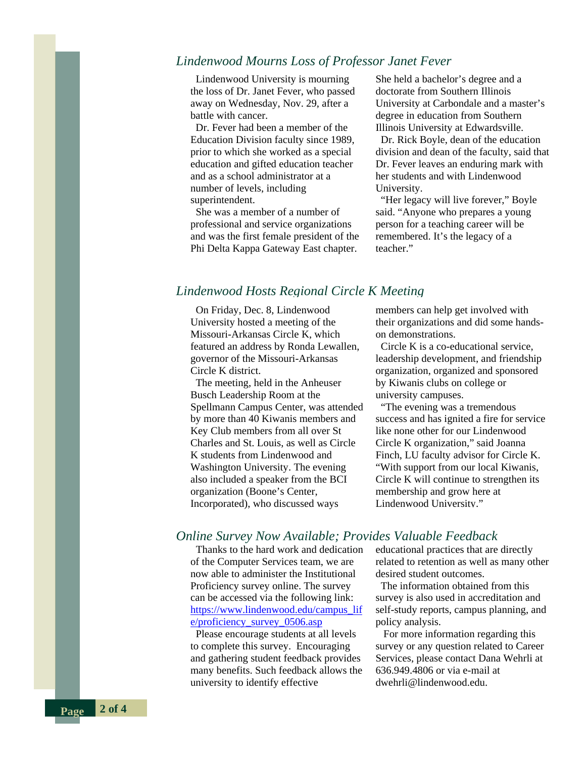## *Lindenwood Mourns Loss of Professor Janet Fever*

Lindenwood University is mourning the loss of Dr. Janet Fever, who passed away on Wednesday, Nov. 29, after a battle with cancer.

Dr. Fever had been a member of the Education Division faculty since 1989, prior to which she worked as a special education and gifted education teacher and as a school administrator at a number of levels, including superintendent.

She was a member of a number of professional and service organizations and was the first female president of the Phi Delta Kappa Gateway East chapter. She held a bachelor's degree and a doctorate from Southern Illinois University at Carbondale and a master's degree in education from Southern Illinois University at Edwardsville.

Dr. Rick Boyle, dean of the education division and dean of the faculty, said that Dr. Fever leaves an enduring mark with her students and with Lindenwood University.

"Her legacy will live forever," Boyle said. "Anyone who prepares a young person for a teaching career will be remembered. It's the legacy of a teacher."

## *Lindenwood Hosts Regional Circle K Meeting*

On Friday, Dec. 8, Lindenwood University hosted a meeting of the Missouri-Arkansas Circle K, which featured an address by Ronda Lewallen, governor of the Missouri-Arkansas Circle K district.

The meeting, held in the Anheuser Busch Leadership Room at the Spellmann Campus Center, was attended by more than 40 Kiwanis members and Key Club members from all over St Charles and St. Louis, as well as Circle K students from Lindenwood and Washington University. The evening also included a speaker from the BCI organization (Boone's Center, Incorporated), who discussed ways members can help get involved with their organizations and did some hands-on demonstrations.

Circle K is a co-educational service, leadership development, and friendship organization, organized and sponsored by Kiwanis clubs on college or university campuses.

"The evening was a tremendous success and has ignited a fire for service like none other for our Lindenwood Circle K organization," said Joanna Finch, LU faculty advisor for Circle K. "With support from our local Kiwanis, Circle K will continue to strengthen its membership and grow here at Lindenwood University."

## *Online Survey Now Available; Provides Valuable Feedback*

Thanks to the hard work and dedication of the Computer Services team, we are now able to administer the Institutional Proficiency survey online. The survey can be accessed via the following link: https://www.lindenwood.edu/campus_life/proficiency_survey_0506.asp

Please encourage students at all levels to complete this survey. Encouraging and gathering student feedback provides many benefits. Such feedback allows the university to identify effective educational practices that are directly related to retention as well as many other desired student outcomes.

The information obtained from this survey is also used in accreditation and self-study reports, campus planning, and policy analysis.

For more information regarding this survey or any question related to Career Services, please contact Dana Wehrli at 636.949.4806 or via e-mail at dwehrli@lindenwood.edu.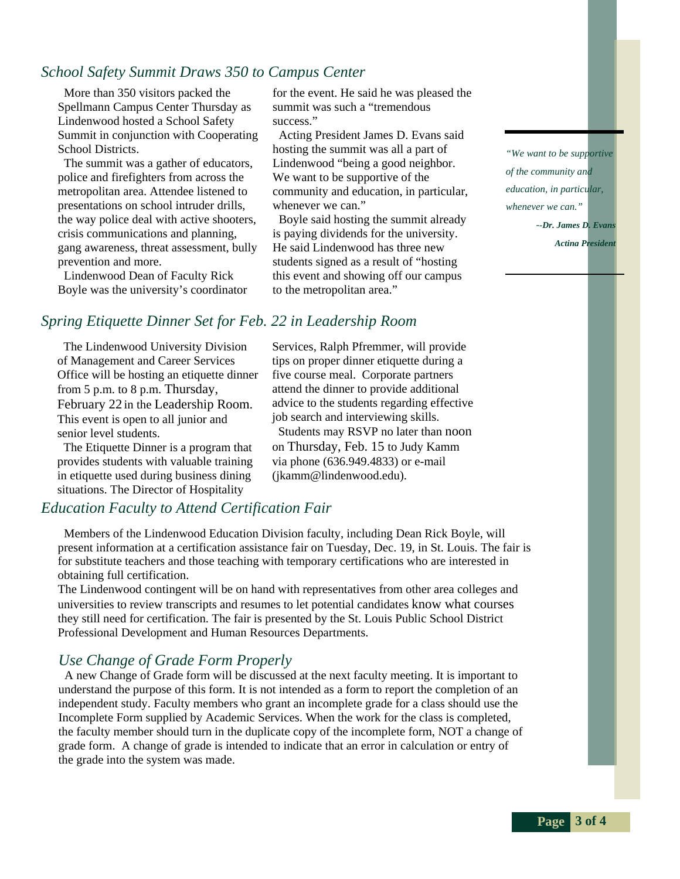## *School Safety Summit Draws 350 to Campus Center*

More than 350 visitors packed the Spellmann Campus Center Thursday as Lindenwood hosted a School Safety Summit in conjunction with Cooperating School Districts.

The summit was a gather of educators, police and firefighters from across the metropolitan area. Attendee listened to presentations on school intruder drills, the way police deal with active shooters, crisis communications and planning, gang awareness, threat assessment, bully prevention and more.

Lindenwood Dean of Faculty Rick Boyle was the university's coordinator for the event. He said he was pleased the summit was such a "tremendous success."

Acting President James D. Evans said hosting the summit was all a part of Lindenwood "being a good neighbor. We want to be supportive of the community and education, in particular, whenever we can."

Boyle said hosting the summit already is paying dividends for the university. He said Lindenwood has three new students signed as a result of "hosting this event and showing off our campus to the metropolitan area."

> *"We want to be supportive of the community and education, in particular, whenever we can."*
>
> ***--Dr. James D. Evans***
>
> ***Actina President***

## *Spring Etiquette Dinner Set for Feb. 22 in Leadership Room*

The Lindenwood University Division of Management and Career Services Office will be hosting an etiquette dinner from 5 p.m. to 8 p.m. Thursday, February 22 in the Leadership Room. This event is open to all junior and senior level students.

The Etiquette Dinner is a program that provides students with valuable training in etiquette used during business dining situations. The Director of Hospitality Services, Ralph Pfremmer, will provide tips on proper dinner etiquette during a five course meal. Corporate partners attend the dinner to provide additional advice to the students regarding effective job search and interviewing skills.

Students may RSVP no later than noon on Thursday, Feb. 15 to Judy Kamm via phone (636.949.4833) or e-mail (jkamm@lindenwood.edu).

## *Education Faculty to Attend Certification Fair*

Members of the Lindenwood Education Division faculty, including Dean Rick Boyle, will present information at a certification assistance fair on Tuesday, Dec. 19, in St. Louis. The fair is for substitute teachers and those teaching with temporary certifications who are interested in obtaining full certification.

The Lindenwood contingent will be on hand with representatives from other area colleges and universities to review transcripts and resumes to let potential candidates know what courses they still need for certification. The fair is presented by the St. Louis Public School District Professional Development and Human Resources Departments.

## *Use Change of Grade Form Properly*

A new Change of Grade form will be discussed at the next faculty meeting. It is important to understand the purpose of this form. It is not intended as a form to report the completion of an independent study. Faculty members who grant an incomplete grade for a class should use the Incomplete Form supplied by Academic Services. When the work for the class is completed, the faculty member should turn in the duplicate copy of the incomplete form, NOT a change of grade form. A change of grade is intended to indicate that an error in calculation or entry of the grade into the system was made.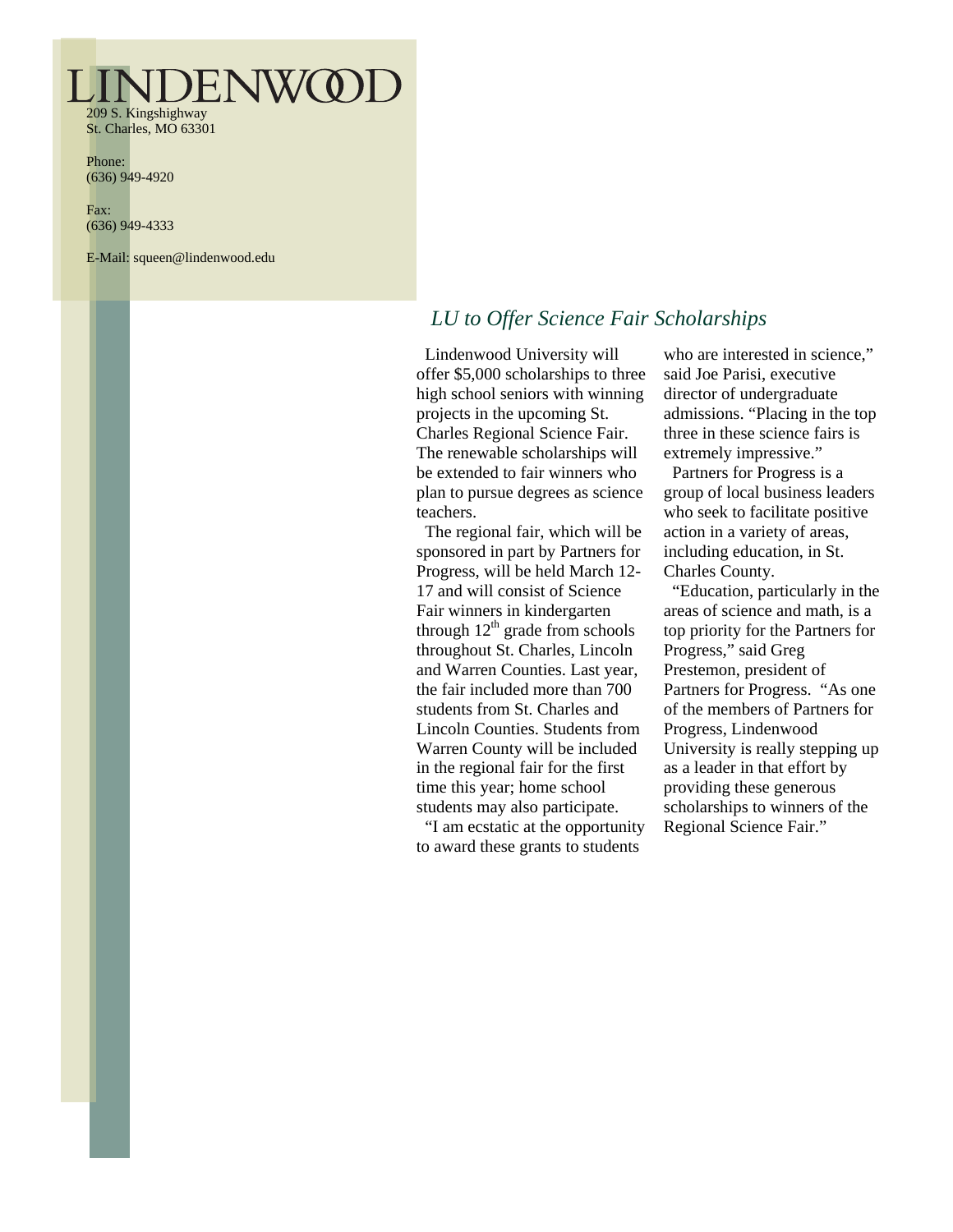LINDENWOOD

209 S. Kingshighway
St. Charles, MO 63301

Phone:
(636) 949-4920

Fax:
(636) 949-4333

E-Mail: squeen@lindenwood.edu

## *LU to Offer Science Fair Scholarships*

Lindenwood University will offer $5,000 scholarships to three high school seniors with winning projects in the upcoming St. Charles Regional Science Fair. The renewable scholarships will be extended to fair winners who plan to pursue degrees as science teachers.

The regional fair, which will be sponsored in part by Partners for Progress, will be held March 12-17 and will consist of Science Fair winners in kindergarten through 12th grade from schools throughout St. Charles, Lincoln and Warren Counties. Last year, the fair included more than 700 students from St. Charles and Lincoln Counties. Students from Warren County will be included in the regional fair for the first time this year; home school students may also participate.

"I am ecstatic at the opportunity to award these grants to students who are interested in science," said Joe Parisi, executive director of undergraduate admissions. "Placing in the top three in these science fairs is extremely impressive."

Partners for Progress is a group of local business leaders who seek to facilitate positive action in a variety of areas, including education, in St. Charles County.

"Education, particularly in the areas of science and math, is a top priority for the Partners for Progress," said Greg Prestemon, president of Partners for Progress. "As one of the members of Partners for Progress, Lindenwood University is really stepping up as a leader in that effort by providing these generous scholarships to winners of the Regional Science Fair."